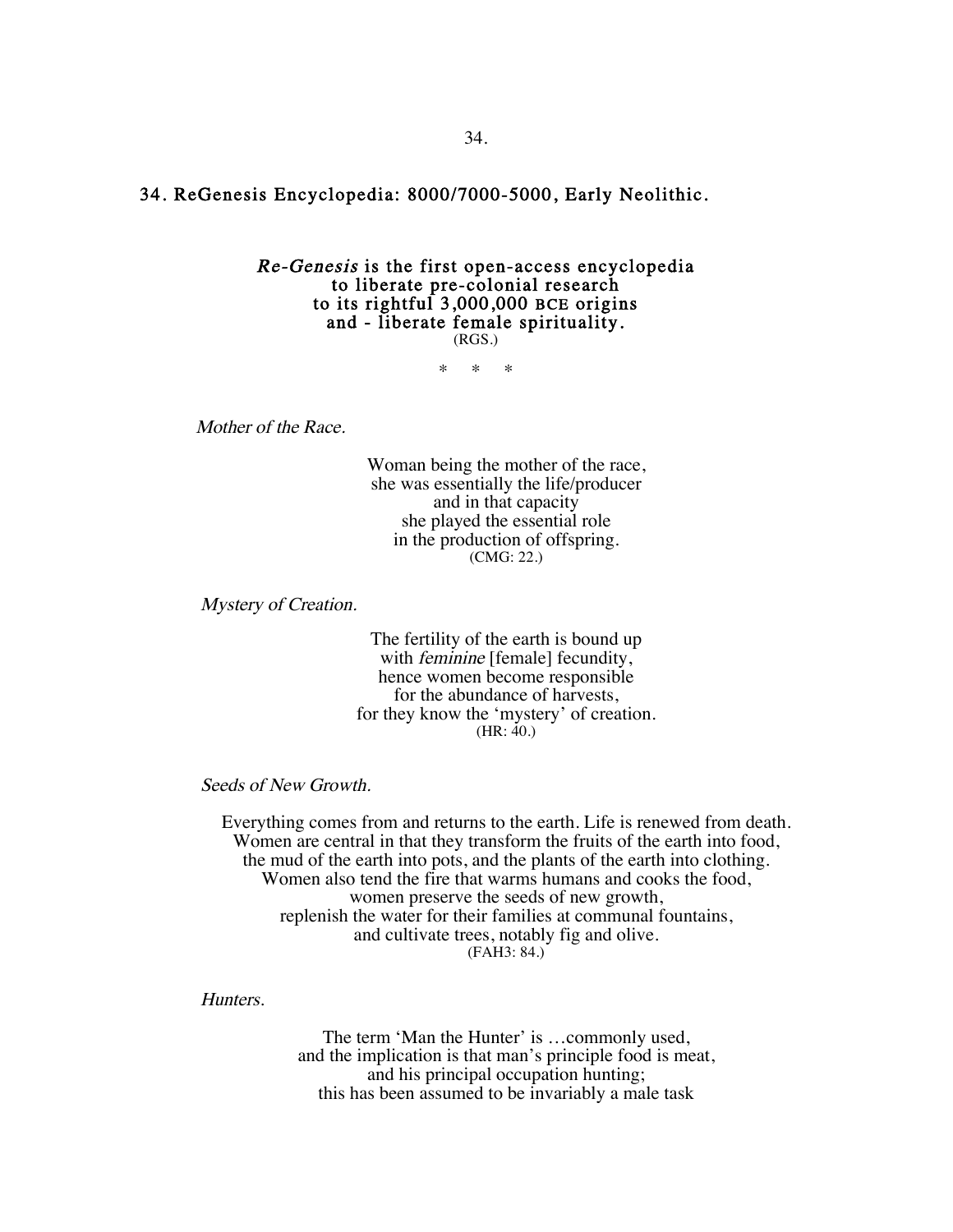# 34. ReGenesis Encyclopedia: 8000/7000-5000, Early Neolithic.

***Re-Genesis* is the first open-access encyclopedia to liberate pre-colonial research to its rightful 3,000,000 BCE origins and - liberate female spirituality.**
(RGS.)

\* \* \*

*Mother of the Race.*

Woman being the mother of the race,
she was essentially the life/producer
and in that capacity
she played the essential role
in the production of offspring.
(CMG: 22.)

*Mystery of Creation.*

The fertility of the earth is bound up
with *feminine* [female] fecundity,
hence women become responsible
for the abundance of harvests,
for they know the 'mystery' of creation.
(HR: 40.)

*Seeds of New Growth.*

Everything comes from and returns to the earth. Life is renewed from death.
Women are central in that they transform the fruits of the earth into food,
the mud of the earth into pots, and the plants of the earth into clothing.
Women also tend the fire that warms humans and cooks the food,
women preserve the seeds of new growth,
replenish the water for their families at communal fountains,
and cultivate trees, notably fig and olive.
(FAH3: 84.)

*Hunters.*

The term 'Man the Hunter' is …commonly used,
and the implication is that man's principle food is meat,
and his principal occupation hunting;
this has been assumed to be invariably a male task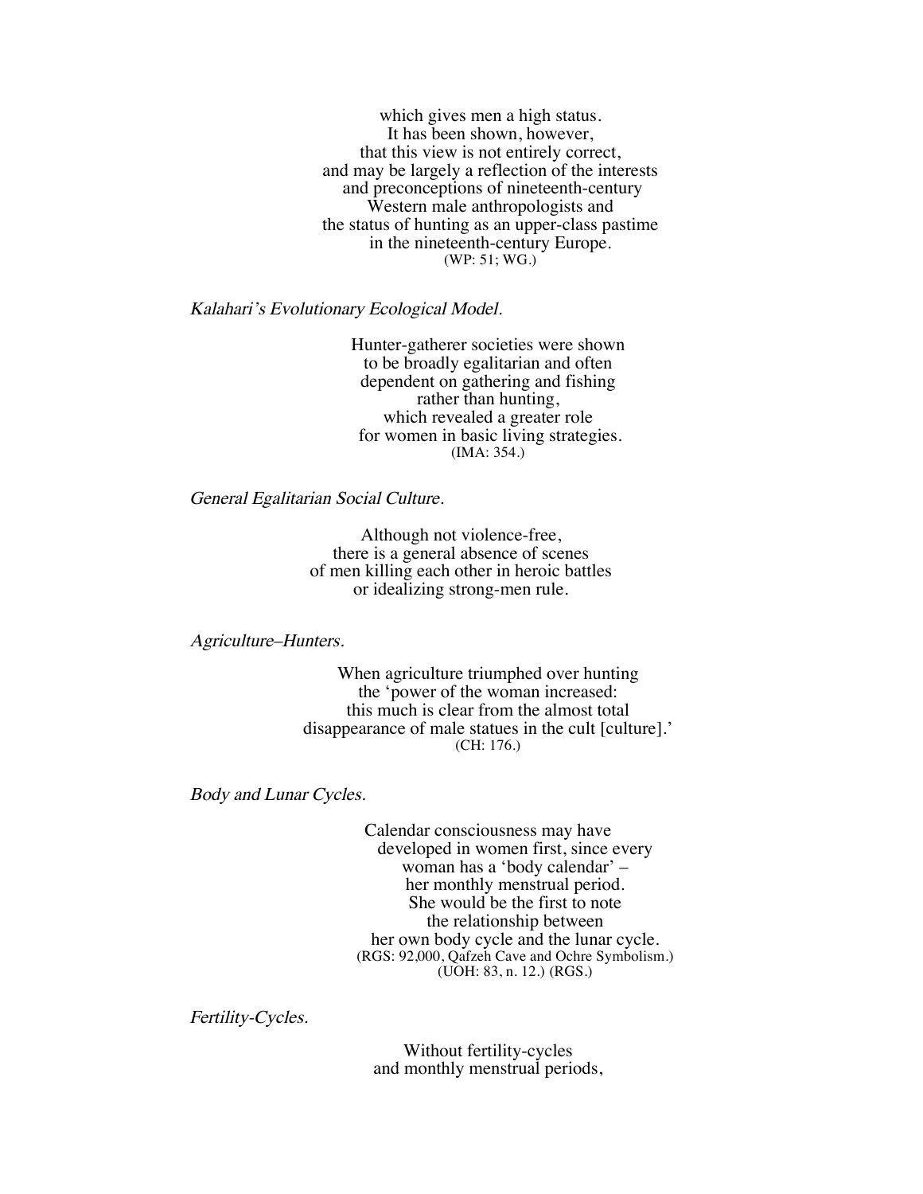which gives men a high status.
It has been shown, however,
that this view is not entirely correct,
and may be largely a reflection of the interests
and preconceptions of nineteenth-century
Western male anthropologists and
the status of hunting as an upper-class pastime
in the nineteenth-century Europe.
(WP: 51; WG.)

*Kalahari's Evolutionary Ecological Model.*

Hunter-gatherer societies were shown
to be broadly egalitarian and often
dependent on gathering and fishing
rather than hunting,
which revealed a greater role
for women in basic living strategies.
(IMA: 354.)

*General Egalitarian Social Culture.*

Although not violence-free,
there is a general absence of scenes
of men killing each other in heroic battles
or idealizing strong-men rule.

*Agriculture–Hunters.*

When agriculture triumphed over hunting
the 'power of the woman increased:
this much is clear from the almost total
disappearance of male statues in the cult [culture].'
(CH: 176.)

*Body and Lunar Cycles.*

Calendar consciousness may have
developed in women first, since every
woman has a 'body calendar' –
her monthly menstrual period.
She would be the first to note
the relationship between
her own body cycle and the lunar cycle.
(RGS: 92,000, Qafzeh Cave and Ochre Symbolism.)
(UOH: 83, n. 12.) (RGS.)

*Fertility-Cycles.*

Without fertility-cycles
and monthly menstrual periods,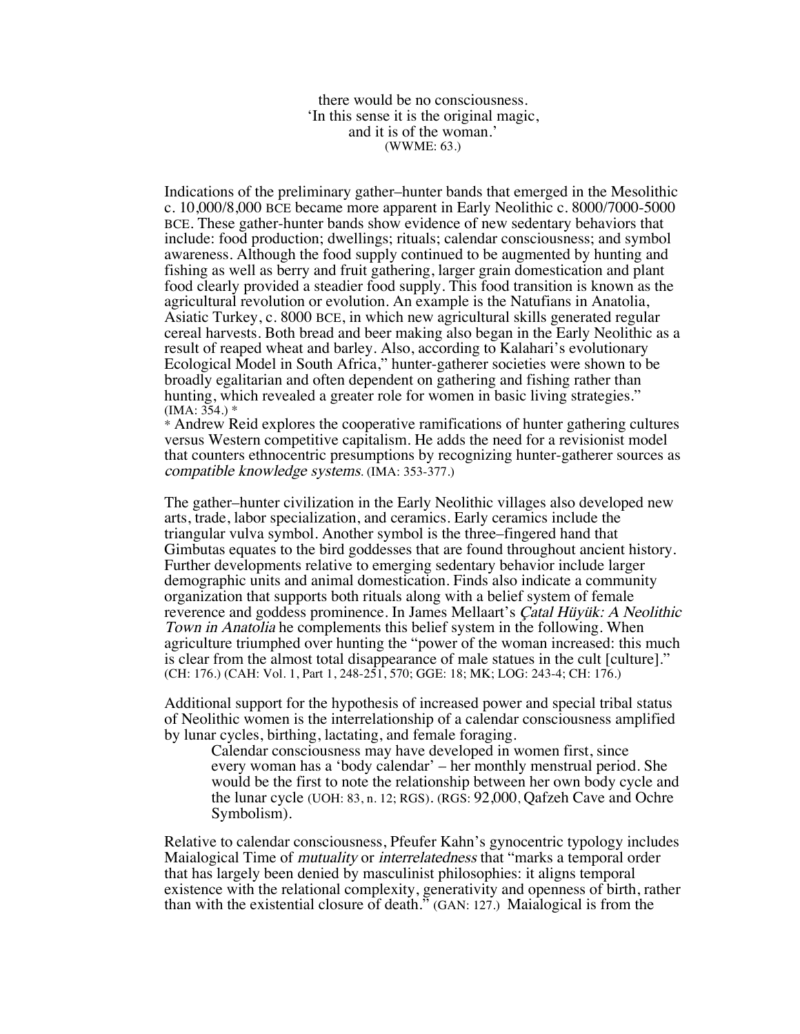there would be no consciousness.
'In this sense it is the original magic,
and it is of the woman.'
(WWME: 63.)

Indications of the preliminary gather–hunter bands that emerged in the Mesolithic c. 10,000/8,000 BCE became more apparent in Early Neolithic c. 8000/7000-5000 BCE. These gather-hunter bands show evidence of new sedentary behaviors that include: food production; dwellings; rituals; calendar consciousness; and symbol awareness. Although the food supply continued to be augmented by hunting and fishing as well as berry and fruit gathering, larger grain domestication and plant food clearly provided a steadier food supply. This food transition is known as the agricultural revolution or evolution. An example is the Natufians in Anatolia, Asiatic Turkey, c. 8000 BCE, in which new agricultural skills generated regular cereal harvests. Both bread and beer making also began in the Early Neolithic as a result of reaped wheat and barley. Also, according to Kalahari's evolutionary Ecological Model in South Africa," hunter-gatherer societies were shown to be broadly egalitarian and often dependent on gathering and fishing rather than hunting, which revealed a greater role for women in basic living strategies." (IMA: 354.) *

* Andrew Reid explores the cooperative ramifications of hunter gathering cultures versus Western competitive capitalism. He adds the need for a revisionist model that counters ethnocentric presumptions by recognizing hunter-gatherer sources as *compatible knowledge systems*. (IMA: 353-377.)

The gather–hunter civilization in the Early Neolithic villages also developed new arts, trade, labor specialization, and ceramics. Early ceramics include the triangular vulva symbol. Another symbol is the three–fingered hand that Gimbutas equates to the bird goddesses that are found throughout ancient history. Further developments relative to emerging sedentary behavior include larger demographic units and animal domestication. Finds also indicate a community organization that supports both rituals along with a belief system of female reverence and goddess prominence. In James Mellaart's *Çatal Hüyük: A Neolithic Town in Anatolia* he complements this belief system in the following. When agriculture triumphed over hunting the "power of the woman increased: this much is clear from the almost total disappearance of male statues in the cult [culture]." (CH: 176.) (CAH: Vol. 1, Part 1, 248-251, 570; GGE: 18; MK; LOG: 243-4; CH: 176.)

Additional support for the hypothesis of increased power and special tribal status of Neolithic women is the interrelationship of a calendar consciousness amplified by lunar cycles, birthing, lactating, and female foraging.

> Calendar consciousness may have developed in women first, since every woman has a 'body calendar' – her monthly menstrual period. She would be the first to note the relationship between her own body cycle and the lunar cycle (UOH: 83, n. 12; RGS). (RGS: 92,000, Qafzeh Cave and Ochre Symbolism).

Relative to calendar consciousness, Pfeufer Kahn's gynocentric typology includes Maialogical Time of *mutuality* or *interrelatedness* that "marks a temporal order that has largely been denied by masculinist philosophies: it aligns temporal existence with the relational complexity, generativity and openness of birth, rather than with the existential closure of death." (GAN: 127.) Maialogical is from the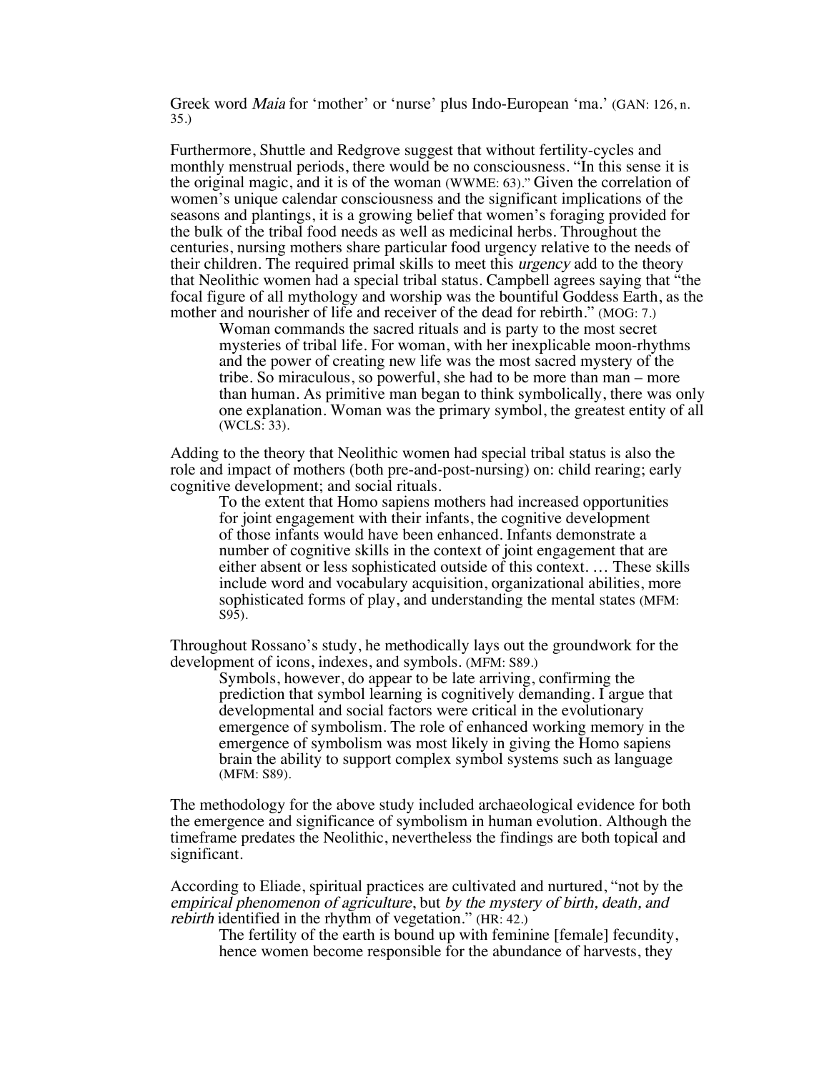Greek word *Maia* for 'mother' or 'nurse' plus Indo-European 'ma.' (GAN: 126, n. 35.)

Furthermore, Shuttle and Redgrove suggest that without fertility-cycles and monthly menstrual periods, there would be no consciousness. "In this sense it is the original magic, and it is of the woman (WWME: 63)." Given the correlation of women's unique calendar consciousness and the significant implications of the seasons and plantings, it is a growing belief that women's foraging provided for the bulk of the tribal food needs as well as medicinal herbs. Throughout the centuries, nursing mothers share particular food urgency relative to the needs of their children. The required primal skills to meet this *urgency* add to the theory that Neolithic women had a special tribal status. Campbell agrees saying that "the focal figure of all mythology and worship was the bountiful Goddess Earth, as the mother and nourisher of life and receiver of the dead for rebirth." (MOG: 7.)

> Woman commands the sacred rituals and is party to the most secret mysteries of tribal life. For woman, with her inexplicable moon-rhythms and the power of creating new life was the most sacred mystery of the tribe. So miraculous, so powerful, she had to be more than man – more than human. As primitive man began to think symbolically, there was only one explanation. Woman was the primary symbol, the greatest entity of all (WCLS: 33).

Adding to the theory that Neolithic women had special tribal status is also the role and impact of mothers (both pre-and-post-nursing) on: child rearing; early cognitive development; and social rituals.

> To the extent that Homo sapiens mothers had increased opportunities for joint engagement with their infants, the cognitive development of those infants would have been enhanced. Infants demonstrate a number of cognitive skills in the context of joint engagement that are either absent or less sophisticated outside of this context. … These skills include word and vocabulary acquisition, organizational abilities, more sophisticated forms of play, and understanding the mental states (MFM: S95).

Throughout Rossano's study, he methodically lays out the groundwork for the development of icons, indexes, and symbols. (MFM: S89.)

> Symbols, however, do appear to be late arriving, confirming the prediction that symbol learning is cognitively demanding. I argue that developmental and social factors were critical in the evolutionary emergence of symbolism. The role of enhanced working memory in the emergence of symbolism was most likely in giving the Homo sapiens brain the ability to support complex symbol systems such as language (MFM: S89).

The methodology for the above study included archaeological evidence for both the emergence and significance of symbolism in human evolution. Although the timeframe predates the Neolithic, nevertheless the findings are both topical and significant.

According to Eliade, spiritual practices are cultivated and nurtured, "not by the *empirical phenomenon of agriculture*, but *by the mystery of birth, death, and rebirth* identified in the rhythm of vegetation." (HR: 42.)

> The fertility of the earth is bound up with feminine [female] fecundity, hence women become responsible for the abundance of harvests, they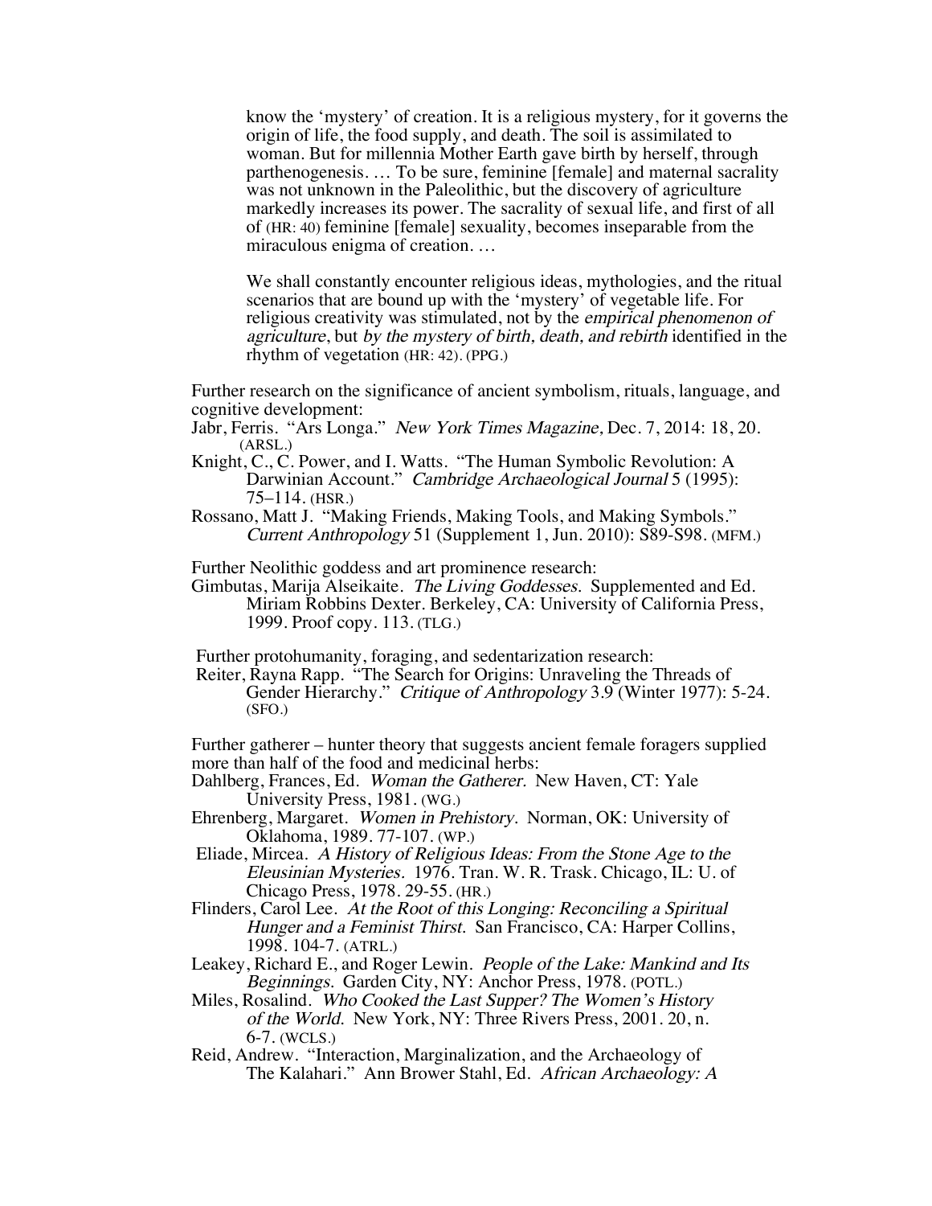> know the 'mystery' of creation. It is a religious mystery, for it governs the origin of life, the food supply, and death. The soil is assimilated to woman. But for millennia Mother Earth gave birth by herself, through parthenogenesis. … To be sure, feminine [female] and maternal sacrality was not unknown in the Paleolithic, but the discovery of agriculture markedly increases its power. The sacrality of sexual life, and first of all of (HR: 40) feminine [female] sexuality, becomes inseparable from the miraculous enigma of creation. …
>
> We shall constantly encounter religious ideas, mythologies, and the ritual scenarios that are bound up with the 'mystery' of vegetable life. For religious creativity was stimulated, not by the *empirical phenomenon of agriculture*, but *by the mystery of birth, death, and rebirth* identified in the rhythm of vegetation (HR: 42). (PPG.)

Further research on the significance of ancient symbolism, rituals, language, and cognitive development:

Jabr, Ferris. "Ars Longa." *New York Times Magazine,* Dec. 7, 2014: 18, 20. (ARSL.)

Knight, C., C. Power, and I. Watts. "The Human Symbolic Revolution: A Darwinian Account." *Cambridge Archaeological Journal* 5 (1995): 75–114. (HSR.)

Rossano, Matt J. "Making Friends, Making Tools, and Making Symbols." *Current Anthropology* 51 (Supplement 1, Jun. 2010): S89-S98. (MFM.)

Further Neolithic goddess and art prominence research:

Gimbutas, Marija Alseikaite. *The Living Goddesses.* Supplemented and Ed. Miriam Robbins Dexter. Berkeley, CA: University of California Press, 1999. Proof copy. 113. (TLG.)

Further protohumanity, foraging, and sedentarization research:

Reiter, Rayna Rapp. "The Search for Origins: Unraveling the Threads of Gender Hierarchy." *Critique of Anthropology* 3.9 (Winter 1977): 5-24. (SFO.)

Further gatherer – hunter theory that suggests ancient female foragers supplied more than half of the food and medicinal herbs:

Dahlberg, Frances, Ed. *Woman the Gatherer.* New Haven, CT: Yale University Press, 1981. (WG.)

Ehrenberg, Margaret. *Women in Prehistory.* Norman, OK: University of Oklahoma, 1989. 77-107. (WP.)

Eliade, Mircea. *A History of Religious Ideas: From the Stone Age to the Eleusinian Mysteries.* 1976. Tran. W. R. Trask. Chicago, IL: U. of Chicago Press, 1978. 29-55. (HR.)

Flinders, Carol Lee. *At the Root of this Longing: Reconciling a Spiritual Hunger and a Feminist Thirst.* San Francisco, CA: Harper Collins, 1998. 104-7. (ATRL.)

Leakey, Richard E., and Roger Lewin. *People of the Lake: Mankind and Its Beginnings.* Garden City, NY: Anchor Press, 1978. (POTL.)

Miles, Rosalind. *Who Cooked the Last Supper? The Women's History of the World.* New York, NY: Three Rivers Press, 2001. 20, n. 6-7. (WCLS.)

Reid, Andrew. "Interaction, Marginalization, and the Archaeology of The Kalahari." Ann Brower Stahl, Ed. *African Archaeology: A*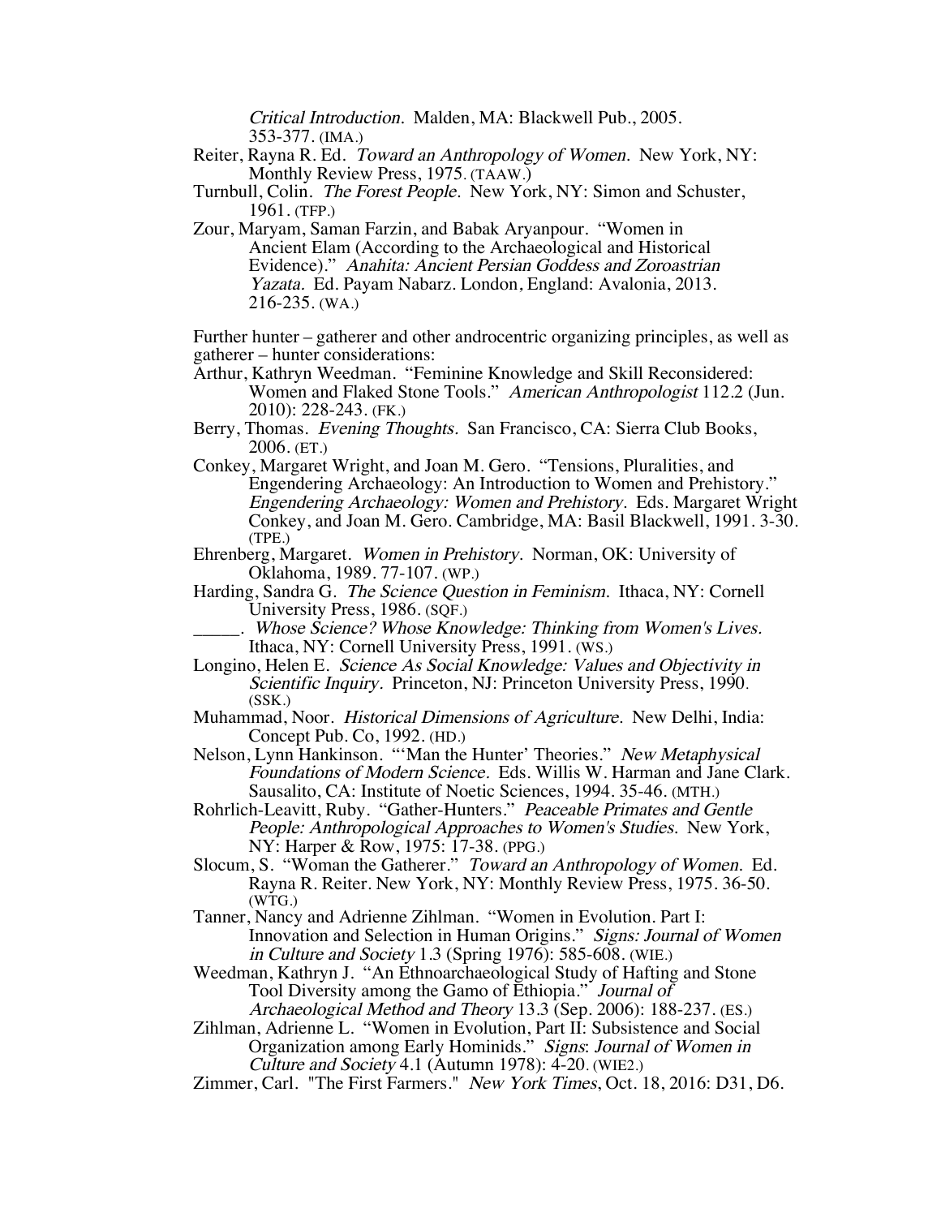*Critical Introduction.* Malden, MA: Blackwell Pub., 2005. 353-377. (IMA.)

Reiter, Rayna R. Ed. *Toward an Anthropology of Women.* New York, NY: Monthly Review Press, 1975. (TAAW.)

Turnbull, Colin. *The Forest People.* New York, NY: Simon and Schuster, 1961. (TFP.)

Zour, Maryam, Saman Farzin, and Babak Aryanpour. "Women in Ancient Elam (According to the Archaeological and Historical Evidence)." *Anahita: Ancient Persian Goddess and Zoroastrian Yazata.* Ed. Payam Nabarz. London, England: Avalonia, 2013. 216-235. (WA.)

Further hunter – gatherer and other androcentric organizing principles, as well as gatherer – hunter considerations:

Arthur, Kathryn Weedman. "Feminine Knowledge and Skill Reconsidered: Women and Flaked Stone Tools." *American Anthropologist* 112.2 (Jun. 2010): 228-243. (FK.)

Berry, Thomas. *Evening Thoughts.* San Francisco, CA: Sierra Club Books, 2006. (ET.)

Conkey, Margaret Wright, and Joan M. Gero. "Tensions, Pluralities, and Engendering Archaeology: An Introduction to Women and Prehistory." *Engendering Archaeology: Women and Prehistory.* Eds. Margaret Wright Conkey, and Joan M. Gero. Cambridge, MA: Basil Blackwell, 1991. 3-30. (TPE.)

Ehrenberg, Margaret. *Women in Prehistory.* Norman, OK: University of Oklahoma, 1989. 77-107. (WP.)

Harding, Sandra G. *The Science Question in Feminism.* Ithaca, NY: Cornell University Press, 1986. (SQF.)

_____. *Whose Science? Whose Knowledge: Thinking from Women's Lives.* Ithaca, NY: Cornell University Press, 1991. (WS.)

Longino, Helen E. *Science As Social Knowledge: Values and Objectivity in Scientific Inquiry.* Princeton, NJ: Princeton University Press, 1990. (SSK.)

Muhammad, Noor. *Historical Dimensions of Agriculture.* New Delhi, India: Concept Pub. Co, 1992. (HD.)

Nelson, Lynn Hankinson. "'Man the Hunter' Theories." *New Metaphysical Foundations of Modern Science.* Eds. Willis W. Harman and Jane Clark. Sausalito, CA: Institute of Noetic Sciences, 1994. 35-46. (MTH.)

Rohrlich-Leavitt, Ruby. "Gather-Hunters." *Peaceable Primates and Gentle People: Anthropological Approaches to Women's Studies.* New York, NY: Harper & Row, 1975: 17-38. (PPG.)

Slocum, S. "Woman the Gatherer." *Toward an Anthropology of Women.* Ed. Rayna R. Reiter. New York, NY: Monthly Review Press, 1975. 36-50. (WTG.)

Tanner, Nancy and Adrienne Zihlman. "Women in Evolution. Part I: Innovation and Selection in Human Origins." *Signs: Journal of Women in Culture and Society* 1.3 (Spring 1976): 585-608. (WIE.)

Weedman, Kathryn J. "An Ethnoarchaeological Study of Hafting and Stone Tool Diversity among the Gamo of Ethiopia." *Journal of Archaeological Method and Theory* 13.3 (Sep. 2006): 188-237. (ES.)

Zihlman, Adrienne L. "Women in Evolution, Part II: Subsistence and Social Organization among Early Hominids." *Signs: Journal of Women in Culture and Society* 4.1 (Autumn 1978): 4-20. (WIE2.)

Zimmer, Carl. "The First Farmers." *New York Times*, Oct. 18, 2016: D31, D6.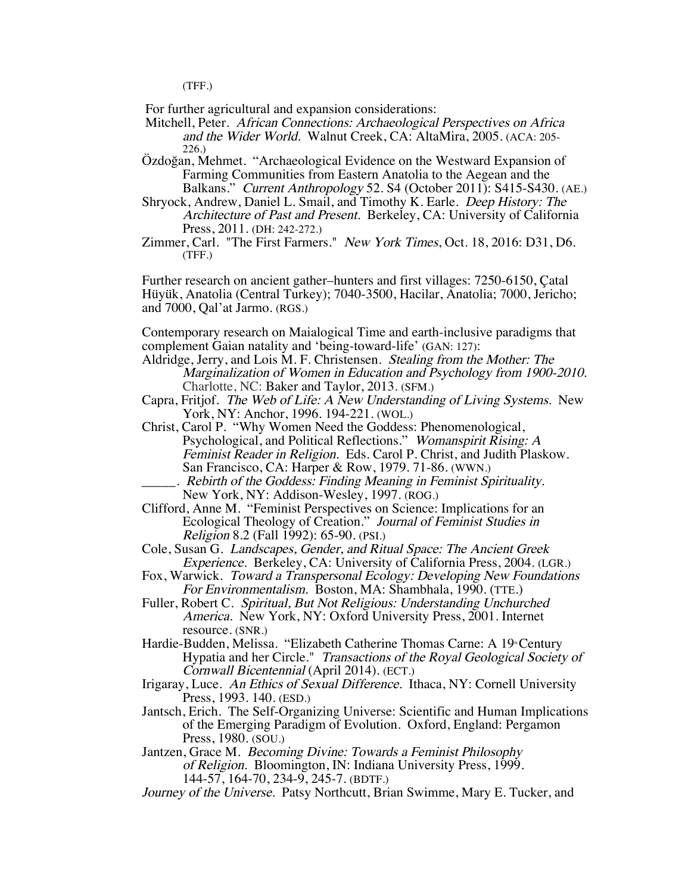(TFF.)

For further agricultural and expansion considerations:

Mitchell, Peter. *African Connections: Archaeological Perspectives on Africa and the Wider World.* Walnut Creek, CA: AltaMira, 2005. (ACA: 205-226.)

Özdoğan, Mehmet. "Archaeological Evidence on the Westward Expansion of Farming Communities from Eastern Anatolia to the Aegean and the Balkans." *Current Anthropology* 52. S4 (October 2011): S415-S430. (AE.)

Shryock, Andrew, Daniel L. Smail, and Timothy K. Earle. *Deep History: The Architecture of Past and Present.* Berkeley, CA: University of California Press, 2011. (DH: 242-272.)

Zimmer, Carl. "The First Farmers." *New York Times*, Oct. 18, 2016: D31, D6. (TFF.)

Further research on ancient gather–hunters and first villages: 7250-6150, Çatal Hüyük, Anatolia (Central Turkey); 7040-3500, Hacilar, Anatolia; 7000, Jericho; and 7000, Qal'at Jarmo. (RGS.)

Contemporary research on Maialogical Time and earth-inclusive paradigms that complement Gaian natality and 'being-toward-life' (GAN: 127):

Aldridge, Jerry, and Lois M. F. Christensen. *Stealing from the Mother: The Marginalization of Women in Education and Psychology from 1900-2010.* Charlotte, NC: Baker and Taylor, 2013. (SFM.)

Capra, Fritjof. *The Web of Life: A New Understanding of Living Systems.* New York, NY: Anchor, 1996. 194-221. (WOL.)

Christ, Carol P. "Why Women Need the Goddess: Phenomenological, Psychological, and Political Reflections." *Womanspirit Rising: A Feminist Reader in Religion.* Eds. Carol P. Christ, and Judith Plaskow. San Francisco, CA: Harper & Row, 1979. 71-86. (WWN.)

_____. *Rebirth of the Goddess: Finding Meaning in Feminist Spirituality.* New York, NY: Addison-Wesley, 1997. (ROG.)

Clifford, Anne M. "Feminist Perspectives on Science: Implications for an Ecological Theology of Creation." *Journal of Feminist Studies in Religion* 8.2 (Fall 1992): 65-90. (PSI.)

Cole, Susan G. *Landscapes, Gender, and Ritual Space: The Ancient Greek Experience.* Berkeley, CA: University of California Press, 2004. (LGR.)

Fox, Warwick. *Toward a Transpersonal Ecology: Developing New Foundations For Environmentalism.* Boston, MA: Shambhala, 1990. (TTE.)

Fuller, Robert C. *Spiritual, But Not Religious: Understanding Unchurched America.* New York, NY: Oxford University Press, 2001. Internet resource. (SNR.)

Hardie-Budden, Melissa. "Elizabeth Catherine Thomas Carne: A 19th Century Hypatia and her Circle." *Transactions of the Royal Geological Society of Cornwall Bicentennial* (April 2014). (ECT.)

Irigaray, Luce. *An Ethics of Sexual Difference.* Ithaca, NY: Cornell University Press, 1993. 140. (ESD.)

Jantsch, Erich. The Self-Organizing Universe: Scientific and Human Implications of the Emerging Paradigm of Evolution. Oxford, England: Pergamon Press, 1980. (SOU.)

Jantzen, Grace M. *Becoming Divine: Towards a Feminist Philosophy of Religion.* Bloomington, IN: Indiana University Press, 1999. 144-57, 164-70, 234-9, 245-7. (BDTF.)

*Journey of the Universe.* Patsy Northcutt, Brian Swimme, Mary E. Tucker, and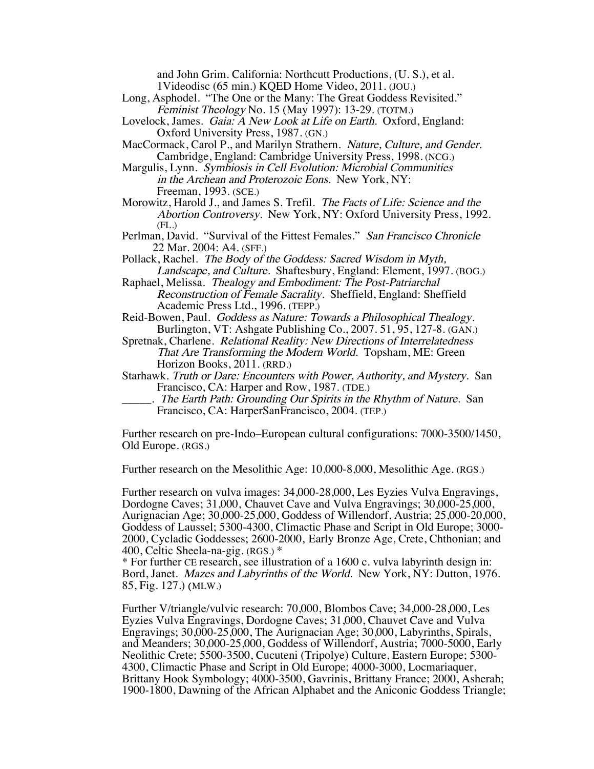and John Grim. California: Northcutt Productions, (U. S.), et al. 1Videodisc (65 min.) KQED Home Video, 2011. (JOU.)

Long, Asphodel. "The One or the Many: The Great Goddess Revisited." *Feminist Theology* No. 15 (May 1997): 13-29. (TOTM.)

Lovelock, James. *Gaia: A New Look at Life on Earth.* Oxford, England: Oxford University Press, 1987. (GN.)

MacCormack, Carol P., and Marilyn Strathern. *Nature, Culture, and Gender.* Cambridge, England: Cambridge University Press, 1998. (NCG.)

Margulis, Lynn. *Symbiosis in Cell Evolution: Microbial Communities in the Archean and Proterozoic Eons.* New York, NY: Freeman, 1993. (SCE.)

Morowitz, Harold J., and James S. Trefil. *The Facts of Life: Science and the Abortion Controversy.* New York, NY: Oxford University Press, 1992. (FL.)

Perlman, David. "Survival of the Fittest Females." *San Francisco Chronicle* 22 Mar. 2004: A4. (SFF.)

Pollack, Rachel. *The Body of the Goddess: Sacred Wisdom in Myth, Landscape, and Culture.* Shaftesbury, England: Element, 1997. (BOG.)

Raphael, Melissa. *Thealogy and Embodiment: The Post-Patriarchal Reconstruction of Female Sacrality.* Sheffield, England: Sheffield Academic Press Ltd., 1996. (TEPP.)

Reid-Bowen, Paul. *Goddess as Nature: Towards a Philosophical Thealogy.* Burlington, VT: Ashgate Publishing Co., 2007. 51, 95, 127-8. (GAN.)

Spretnak, Charlene. *Relational Reality: New Directions of Interrelatedness That Are Transforming the Modern World.* Topsham, ME: Green Horizon Books, 2011. (RRD.)

Starhawk. *Truth or Dare: Encounters with Power, Authority, and Mystery.* San Francisco, CA: Harper and Row, 1987. (TDE.)

_____. *The Earth Path: Grounding Our Spirits in the Rhythm of Nature.* San Francisco, CA: HarperSanFrancisco, 2004. (TEP.)

Further research on pre-Indo–European cultural configurations: 7000-3500/1450, Old Europe. (RGS.)

Further research on the Mesolithic Age: 10,000-8,000, Mesolithic Age. (RGS.)

Further research on vulva images: 34,000-28,000, Les Eyzies Vulva Engravings, Dordogne Caves; 31,000, Chauvet Cave and Vulva Engravings; 30,000-25,000, Aurignacian Age; 30,000-25,000, Goddess of Willendorf, Austria; 25,000-20,000, Goddess of Laussel; 5300-4300, Climactic Phase and Script in Old Europe; 3000-2000, Cycladic Goddesses; 2600-2000, Early Bronze Age, Crete, Chthonian; and 400, Celtic Sheela-na-gig. (RGS.) *

* For further CE research, see illustration of a 1600 c. vulva labyrinth design in: Bord, Janet. *Mazes and Labyrinths of the World.* New York, NY: Dutton, 1976. 85, Fig. 127.) (MLW.)

Further V/triangle/vulvic research: 70,000, Blombos Cave; 34,000-28,000, Les Eyzies Vulva Engravings, Dordogne Caves; 31,000, Chauvet Cave and Vulva Engravings; 30,000-25,000, The Aurignacian Age; 30,000, Labyrinths, Spirals, and Meanders; 30,000-25,000, Goddess of Willendorf, Austria; 7000-5000, Early Neolithic Crete; 5500-3500, Cucuteni (Tripolye) Culture, Eastern Europe; 5300-4300, Climactic Phase and Script in Old Europe; 4000-3000, Locmariaquer, Brittany Hook Symbology; 4000-3500, Gavrinis, Brittany France; 2000, Asherah; 1900-1800, Dawning of the African Alphabet and the Aniconic Goddess Triangle;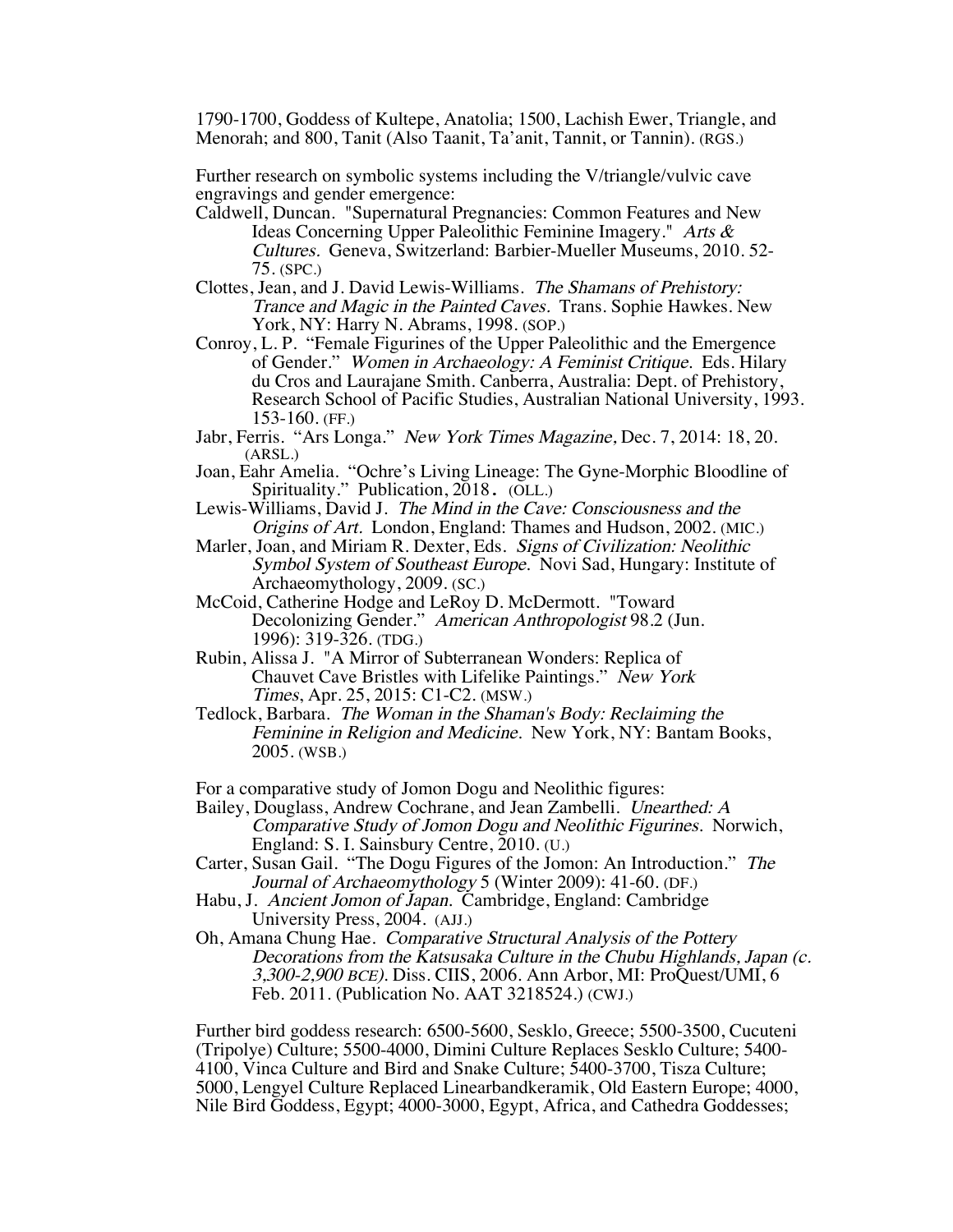1790-1700, Goddess of Kultepe, Anatolia; 1500, Lachish Ewer, Triangle, and Menorah; and 800, Tanit (Also Taanit, Ta'anit, Tannit, or Tannin). (RGS.)

Further research on symbolic systems including the V/triangle/vulvic cave engravings and gender emergence:

Caldwell, Duncan. "Supernatural Pregnancies: Common Features and New Ideas Concerning Upper Paleolithic Feminine Imagery." *Arts & Cultures.* Geneva, Switzerland: Barbier-Mueller Museums, 2010. 52-75. (SPC.)

Clottes, Jean, and J. David Lewis-Williams. *The Shamans of Prehistory: Trance and Magic in the Painted Caves.* Trans. Sophie Hawkes. New York, NY: Harry N. Abrams, 1998. (SOP.)

Conroy, L. P. "Female Figurines of the Upper Paleolithic and the Emergence of Gender." *Women in Archaeology: A Feminist Critique.* Eds. Hilary du Cros and Laurajane Smith. Canberra, Australia: Dept. of Prehistory, Research School of Pacific Studies, Australian National University, 1993. 153-160. (FF.)

Jabr, Ferris. "Ars Longa." *New York Times Magazine,* Dec. 7, 2014: 18, 20. (ARSL.)

Joan, Eahr Amelia. "Ochre's Living Lineage: The Gyne-Morphic Bloodline of Spirituality." Publication, 2018. (OLL.)

Lewis-Williams, David J. *The Mind in the Cave: Consciousness and the Origins of Art.* London, England: Thames and Hudson, 2002. (MIC.)

Marler, Joan, and Miriam R. Dexter, Eds. *Signs of Civilization: Neolithic Symbol System of Southeast Europe.* Novi Sad, Hungary: Institute of Archaeomythology, 2009. (SC.)

McCoid, Catherine Hodge and LeRoy D. McDermott. "Toward Decolonizing Gender." *American Anthropologist* 98.2 (Jun. 1996): 319-326. (TDG.)

Rubin, Alissa J. "A Mirror of Subterranean Wonders: Replica of Chauvet Cave Bristles with Lifelike Paintings." *New York Times*, Apr. 25, 2015: C1-C2. (MSW.)

Tedlock, Barbara. *The Woman in the Shaman's Body: Reclaiming the Feminine in Religion and Medicine.* New York, NY: Bantam Books, 2005. (WSB.)

For a comparative study of Jomon Dogu and Neolithic figures:

Bailey, Douglass, Andrew Cochrane, and Jean Zambelli. *Unearthed: A Comparative Study of Jomon Dogu and Neolithic Figurines.* Norwich, England: S. I. Sainsbury Centre, 2010. (U.)

Carter, Susan Gail. "The Dogu Figures of the Jomon: An Introduction." *The Journal of Archaeomythology* 5 (Winter 2009): 41-60. (DF.)

Habu, J. *Ancient Jomon of Japan.* Cambridge, England: Cambridge University Press, 2004. (AJJ.)

Oh, Amana Chung Hae. *Comparative Structural Analysis of the Pottery Decorations from the Katsusaka Culture in the Chubu Highlands, Japan (c. 3,300-2,900 BCE).* Diss. CIIS, 2006. Ann Arbor, MI: ProQuest/UMI, 6 Feb. 2011. (Publication No. AAT 3218524.) (CWJ.)

Further bird goddess research: 6500-5600, Sesklo, Greece; 5500-3500, Cucuteni (Tripolye) Culture; 5500-4000, Dimini Culture Replaces Sesklo Culture; 5400-4100, Vinca Culture and Bird and Snake Culture; 5400-3700, Tisza Culture; 5000, Lengyel Culture Replaced Linearbandkeramik, Old Eastern Europe; 4000, Nile Bird Goddess, Egypt; 4000-3000, Egypt, Africa, and Cathedra Goddesses;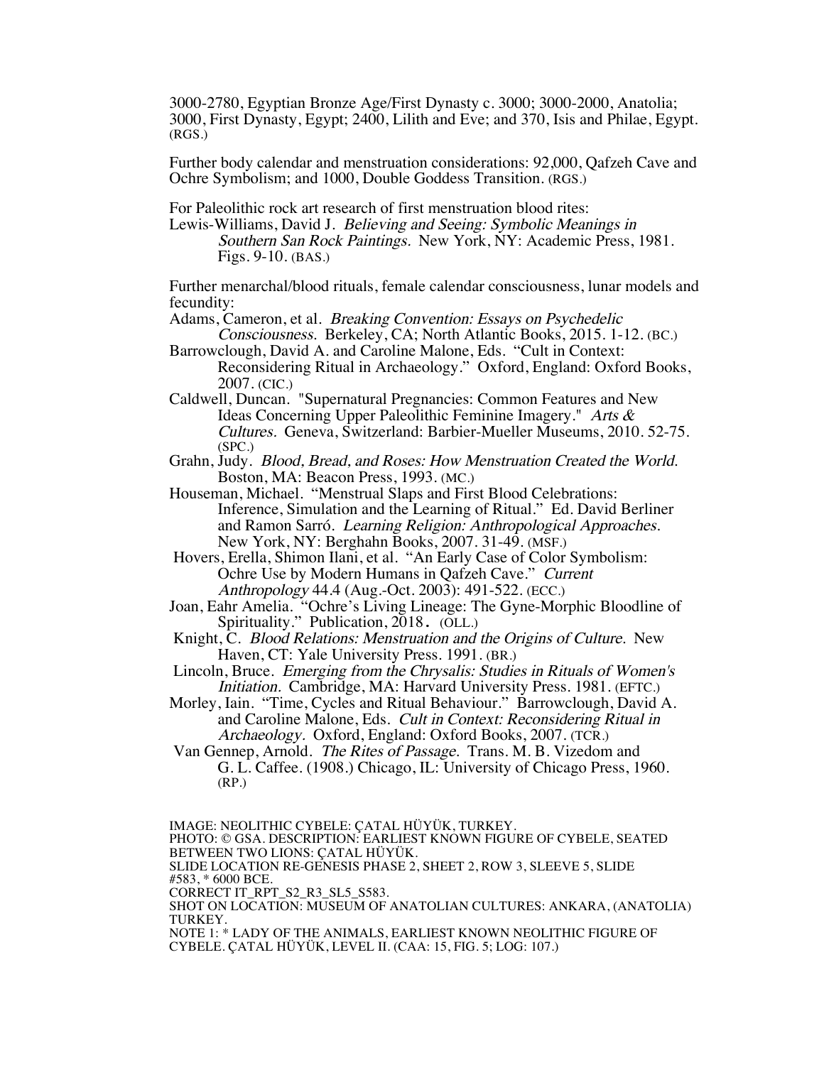3000-2780, Egyptian Bronze Age/First Dynasty c. 3000; 3000-2000, Anatolia; 3000, First Dynasty, Egypt; 2400, Lilith and Eve; and 370, Isis and Philae, Egypt. (RGS.)

Further body calendar and menstruation considerations: 92,000, Qafzeh Cave and Ochre Symbolism; and 1000, Double Goddess Transition. (RGS.)

For Paleolithic rock art research of first menstruation blood rites:

Lewis-Williams, David J. *Believing and Seeing: Symbolic Meanings in Southern San Rock Paintings.* New York, NY: Academic Press, 1981. Figs. 9-10. (BAS.)

Further menarchal/blood rituals, female calendar consciousness, lunar models and fecundity:

Adams, Cameron, et al. *Breaking Convention: Essays on Psychedelic Consciousness.* Berkeley, CA; North Atlantic Books, 2015. 1-12. (BC.)

Barrowclough, David A. and Caroline Malone, Eds. "Cult in Context: Reconsidering Ritual in Archaeology." Oxford, England: Oxford Books, 2007. (CIC.)

Caldwell, Duncan. "Supernatural Pregnancies: Common Features and New Ideas Concerning Upper Paleolithic Feminine Imagery." *Arts & Cultures.* Geneva, Switzerland: Barbier-Mueller Museums, 2010. 52-75. (SPC.)

Grahn, Judy. *Blood, Bread, and Roses: How Menstruation Created the World.* Boston, MA: Beacon Press, 1993. (MC.)

Houseman, Michael. "Menstrual Slaps and First Blood Celebrations: Inference, Simulation and the Learning of Ritual." Ed. David Berliner and Ramon Sarró. *Learning Religion: Anthropological Approaches.* New York, NY: Berghahn Books, 2007. 31-49. (MSF.)

Hovers, Erella, Shimon Ilani, et al. "An Early Case of Color Symbolism: Ochre Use by Modern Humans in Qafzeh Cave." *Current Anthropology* 44.4 (Aug.-Oct. 2003): 491-522. (ECC.)

Joan, Eahr Amelia. "Ochre's Living Lineage: The Gyne-Morphic Bloodline of Spirituality." Publication, 2018. (OLL.)

Knight, C. *Blood Relations: Menstruation and the Origins of Culture.* New Haven, CT: Yale University Press. 1991. (BR.)

Lincoln, Bruce. *Emerging from the Chrysalis: Studies in Rituals of Women's Initiation.* Cambridge, MA: Harvard University Press. 1981. (EFTC.)

Morley, Iain. "Time, Cycles and Ritual Behaviour." Barrowclough, David A. and Caroline Malone, Eds. *Cult in Context: Reconsidering Ritual in Archaeology.* Oxford, England: Oxford Books, 2007. (TCR.)

Van Gennep, Arnold. *The Rites of Passage.* Trans. M. B. Vizedom and G. L. Caffee. (1908.) Chicago, IL: University of Chicago Press, 1960. (RP.)

IMAGE: NEOLITHIC CYBELE: ÇATAL HÜYÜK, TURKEY.
PHOTO: © GSA. DESCRIPTION: EARLIEST KNOWN FIGURE OF CYBELE, SEATED BETWEEN TWO LIONS: ÇATAL HÜYÜK.
SLIDE LOCATION RE-GENESIS PHASE 2, SHEET 2, ROW 3, SLEEVE 5, SLIDE #583, * 6000 BCE.
CORRECT IT_RPT_S2_R3_SL5_S583.
SHOT ON LOCATION: MUSEUM OF ANATOLIAN CULTURES: ANKARA, (ANATOLIA) TURKEY.
NOTE 1: * LADY OF THE ANIMALS, EARLIEST KNOWN NEOLITHIC FIGURE OF CYBELE. ÇATAL HÜYÜK, LEVEL II. (CAA: 15, FIG. 5; LOG: 107.)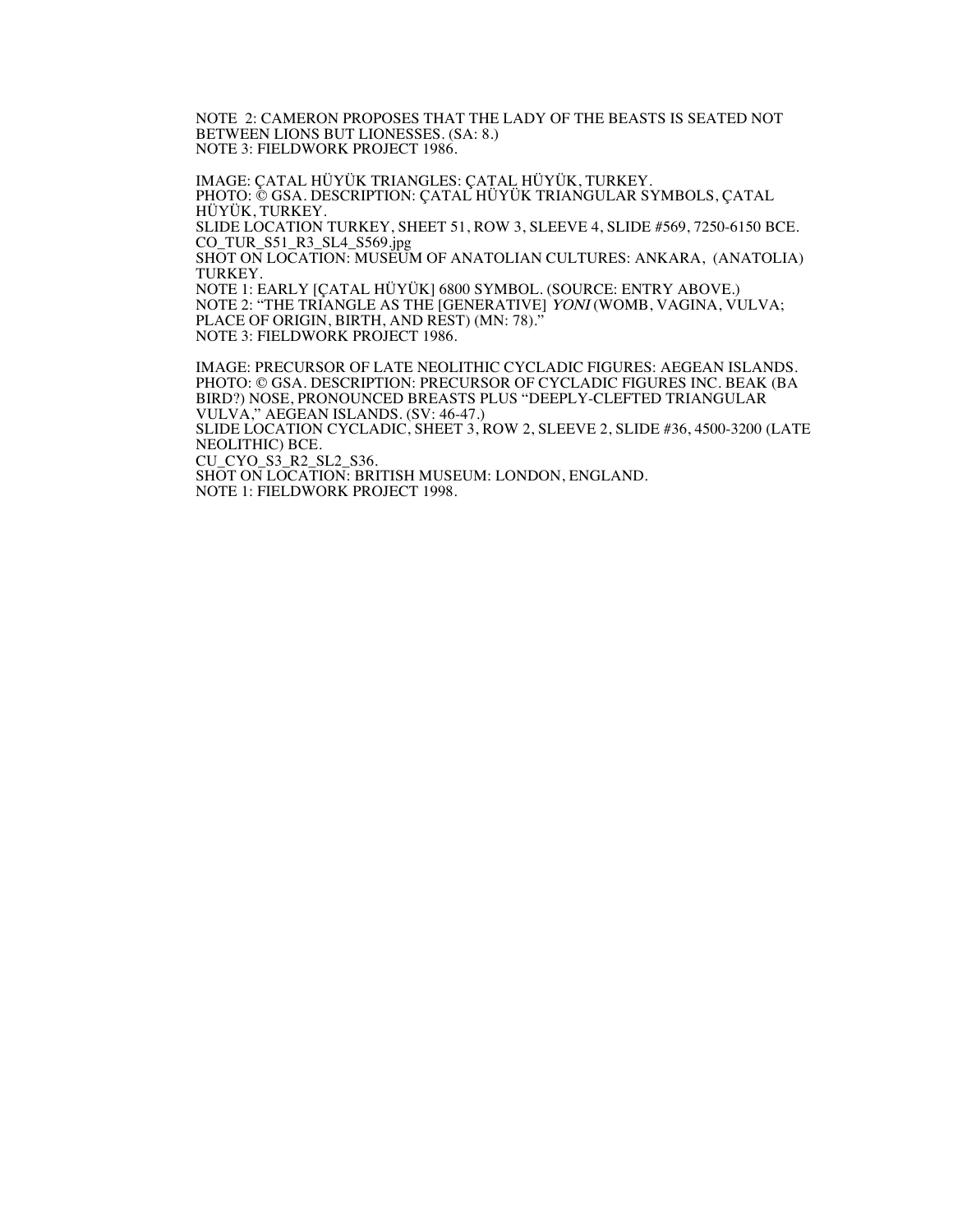NOTE 2: CAMERON PROPOSES THAT THE LADY OF THE BEASTS IS SEATED NOT BETWEEN LIONS BUT LIONESSES. (SA: 8.)
NOTE 3: FIELDWORK PROJECT 1986.

IMAGE: ÇATAL HÜYÜK TRIANGLES: ÇATAL HÜYÜK, TURKEY.
PHOTO: © GSA. DESCRIPTION: ÇATAL HÜYÜK TRIANGULAR SYMBOLS, ÇATAL HÜYÜK, TURKEY.
SLIDE LOCATION TURKEY, SHEET 51, ROW 3, SLEEVE 4, SLIDE #569, 7250-6150 BCE.
CO_TUR_S51_R3_SL4_S569.jpg
SHOT ON LOCATION: MUSEUM OF ANATOLIAN CULTURES: ANKARA, (ANATOLIA) TURKEY.
NOTE 1: EARLY [ÇATAL HÜYÜK] 6800 SYMBOL. (SOURCE: ENTRY ABOVE.)
NOTE 2: "THE TRIANGLE AS THE [GENERATIVE] *YONI* (WOMB, VAGINA, VULVA; PLACE OF ORIGIN, BIRTH, AND REST) (MN: 78)."
NOTE 3: FIELDWORK PROJECT 1986.

IMAGE: PRECURSOR OF LATE NEOLITHIC CYCLADIC FIGURES: AEGEAN ISLANDS.
PHOTO: © GSA. DESCRIPTION: PRECURSOR OF CYCLADIC FIGURES INC. BEAK (BA BIRD?) NOSE, PRONOUNCED BREASTS PLUS "DEEPLY-CLEFTED TRIANGULAR VULVA," AEGEAN ISLANDS. (SV: 46-47.)
SLIDE LOCATION CYCLADIC, SHEET 3, ROW 2, SLEEVE 2, SLIDE #36, 4500-3200 (LATE NEOLITHIC) BCE.
CU_CYO_S3_R2_SL2_S36.
SHOT ON LOCATION: BRITISH MUSEUM: LONDON, ENGLAND.
NOTE 1: FIELDWORK PROJECT 1998.